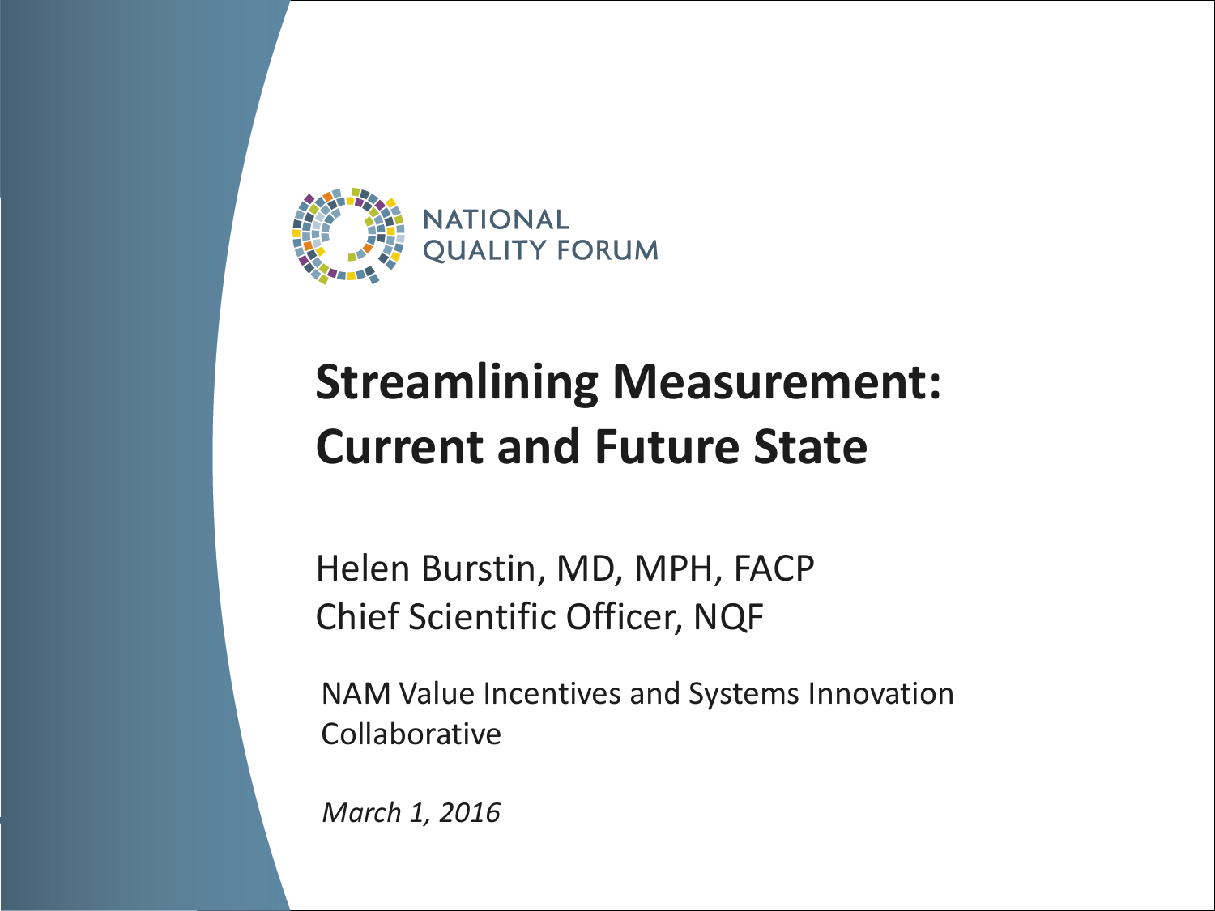NATIONAL QUALITY FORUM

# Streamlining Measurement: Current and Future State

Helen Burstin, MD, MPH, FACP
Chief Scientific Officer, NQF

NAM Value Incentives and Systems Innovation Collaborative

*March 1, 2016*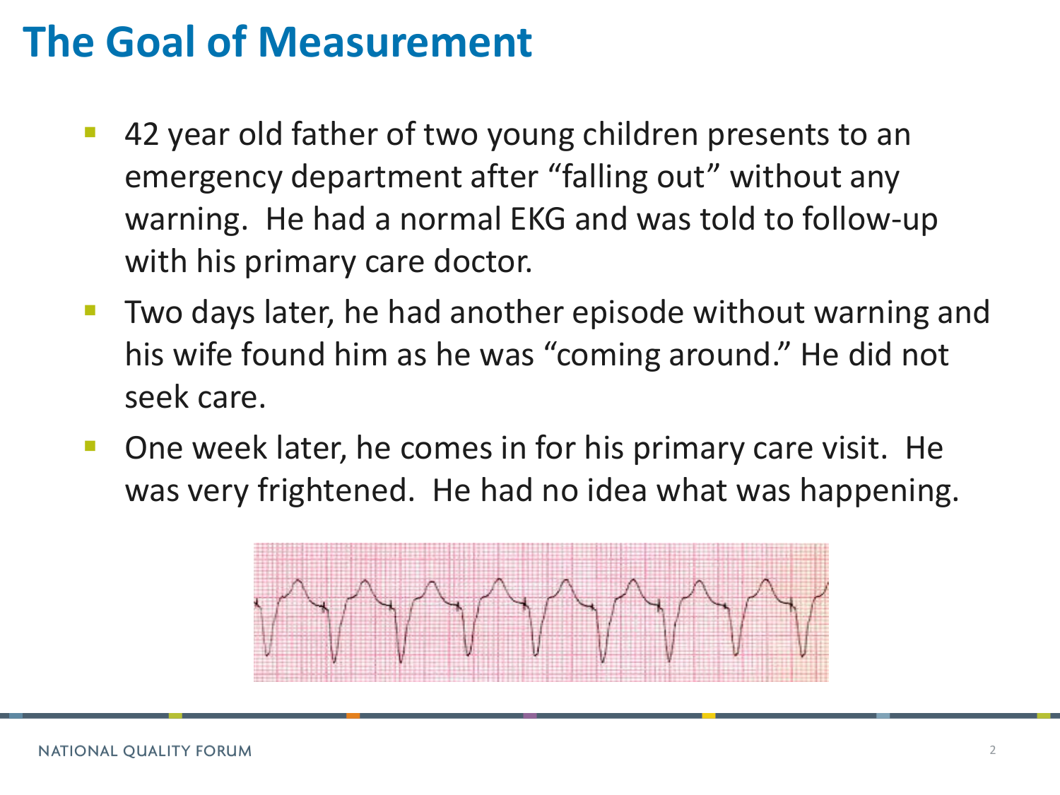# The Goal of Measurement

- 42 year old father of two young children presents to an emergency department after "falling out" without any warning. He had a normal EKG and was told to follow-up with his primary care doctor.
- Two days later, he had another episode without warning and his wife found him as he was "coming around." He did not seek care.
- One week later, he comes in for his primary care visit. He was very frightened. He had no idea what was happening.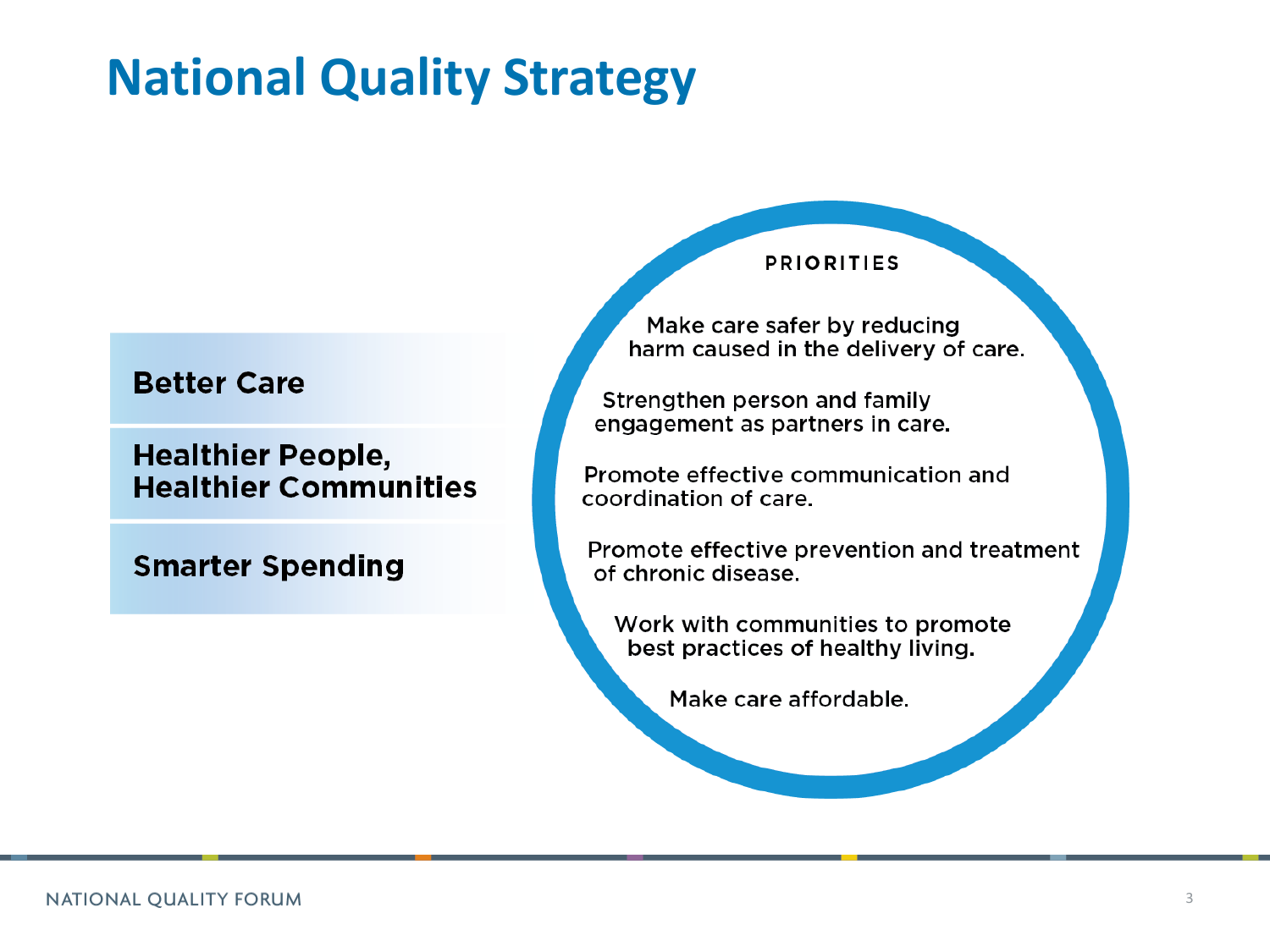# National Quality Strategy

- **Better Care**
- **Healthier People, Healthier Communities**
- **Smarter Spending**

**PRIORITIES**

- Make care safer by reducing harm caused in the delivery of care.
- Strengthen person and family engagement as partners in care.
- Promote effective communication and coordination of care.
- Promote effective prevention and treatment of chronic disease.
- Work with communities to promote best practices of healthy living.
- Make care affordable.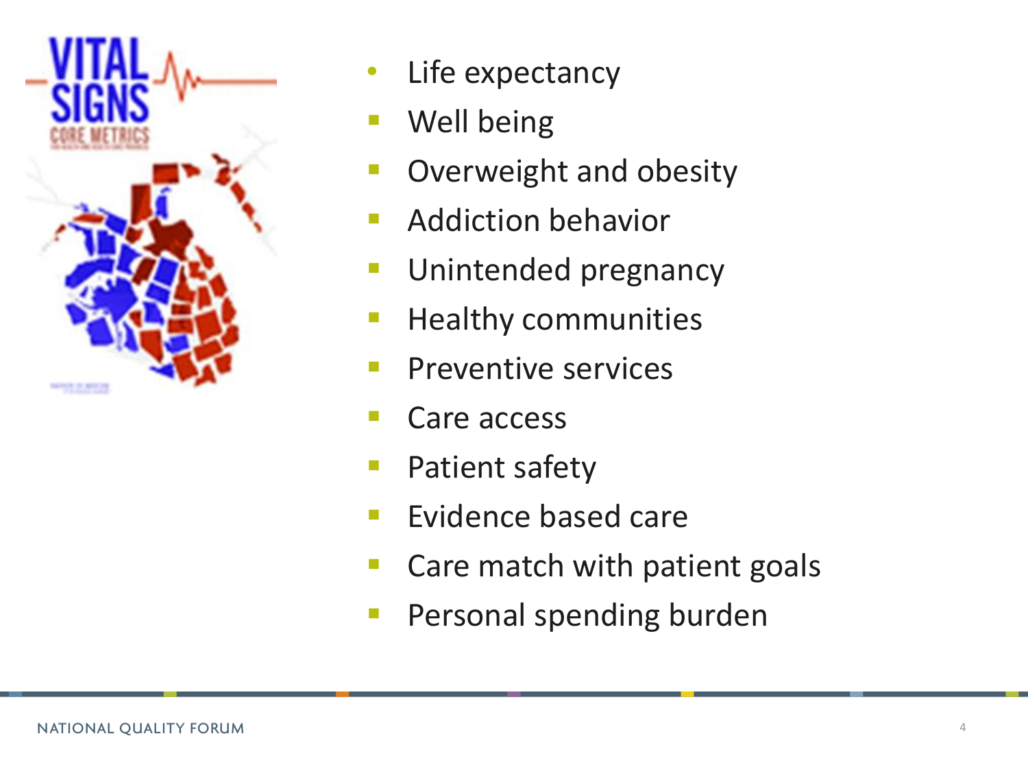- Life expectancy
- Well being
- Overweight and obesity
- Addiction behavior
- Unintended pregnancy
- Healthy communities
- Preventive services
- Care access
- Patient safety
- Evidence based care
- Care match with patient goals
- Personal spending burden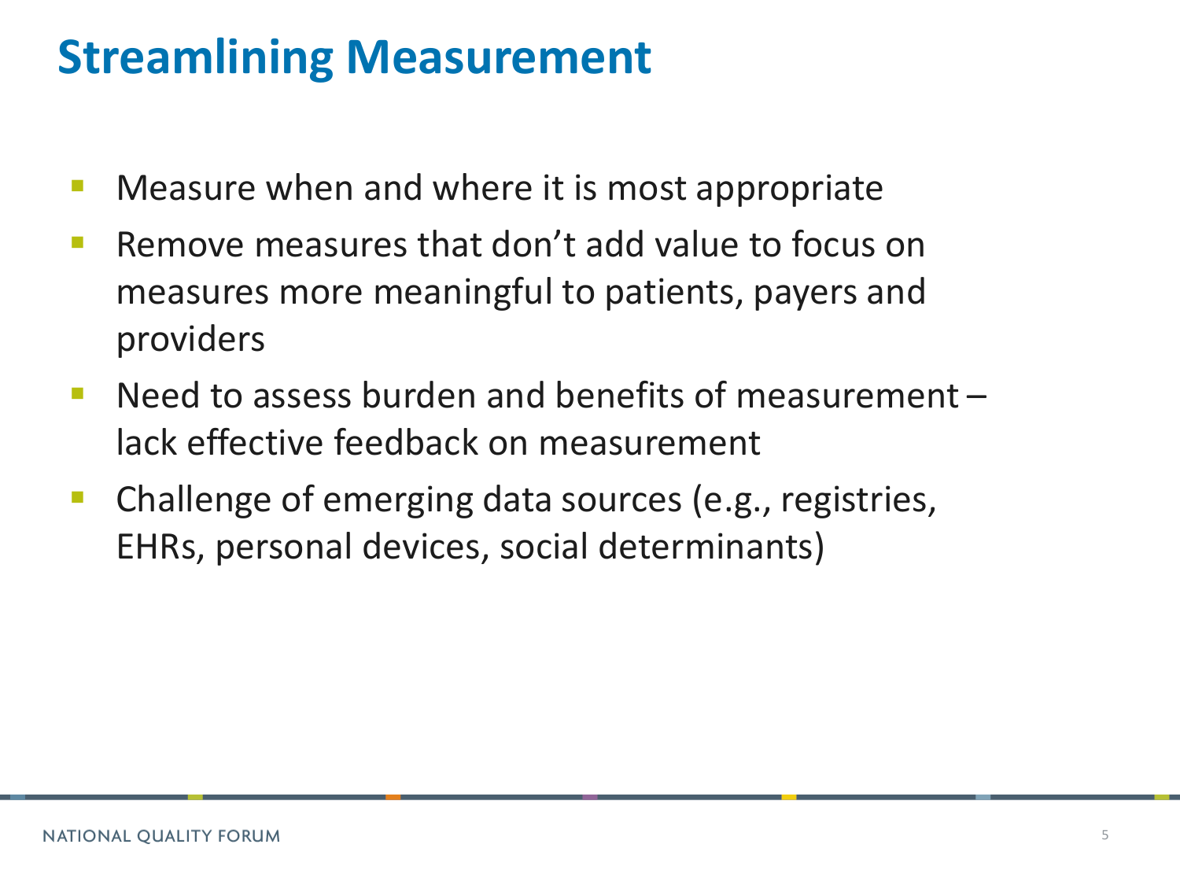# Streamlining Measurement

- Measure when and where it is most appropriate
- Remove measures that don't add value to focus on measures more meaningful to patients, payers and providers
- Need to assess burden and benefits of measurement – lack effective feedback on measurement
- Challenge of emerging data sources (e.g., registries, EHRs, personal devices, social determinants)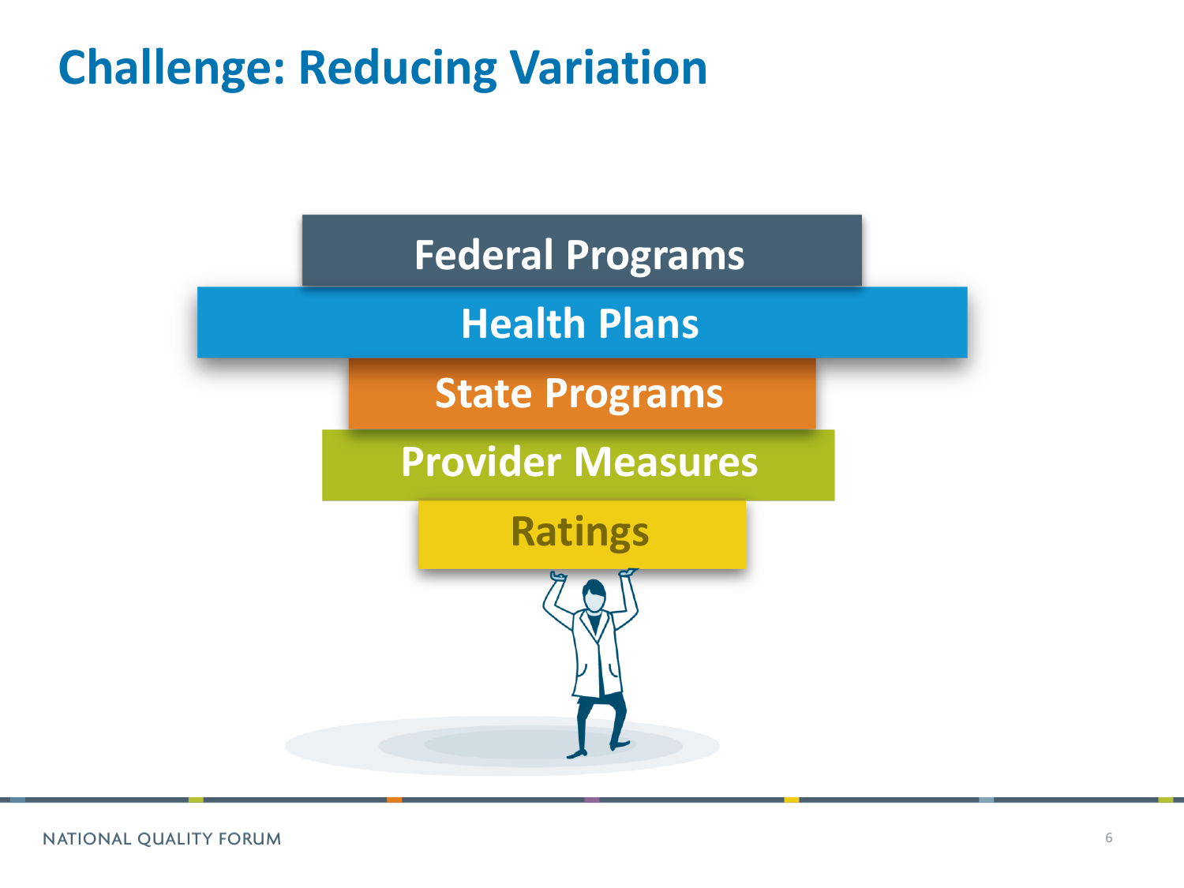# Challenge: Reducing Variation

Federal Programs

Health Plans

State Programs

Provider Measures

Ratings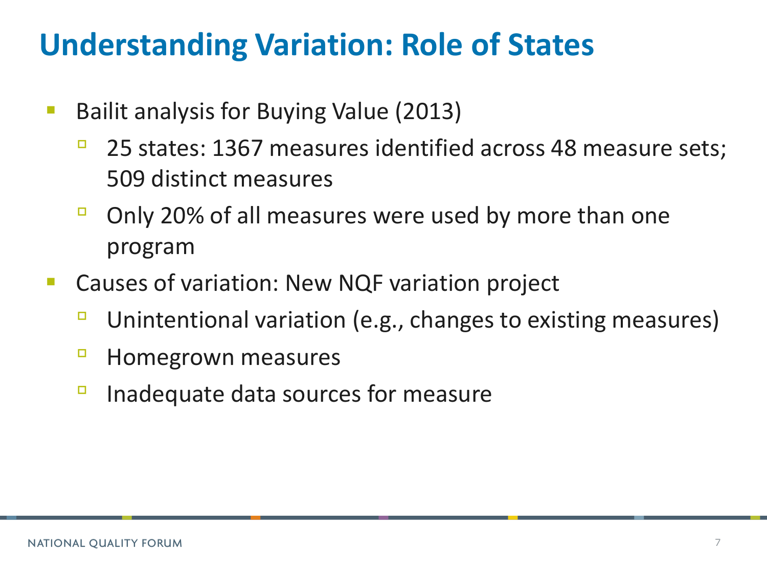# Understanding Variation: Role of States

- Bailit analysis for Buying Value (2013)
  - 25 states: 1367 measures identified across 48 measure sets; 509 distinct measures
  - Only 20% of all measures were used by more than one program
- Causes of variation: New NQF variation project
  - Unintentional variation (e.g., changes to existing measures)
  - Homegrown measures
  - Inadequate data sources for measure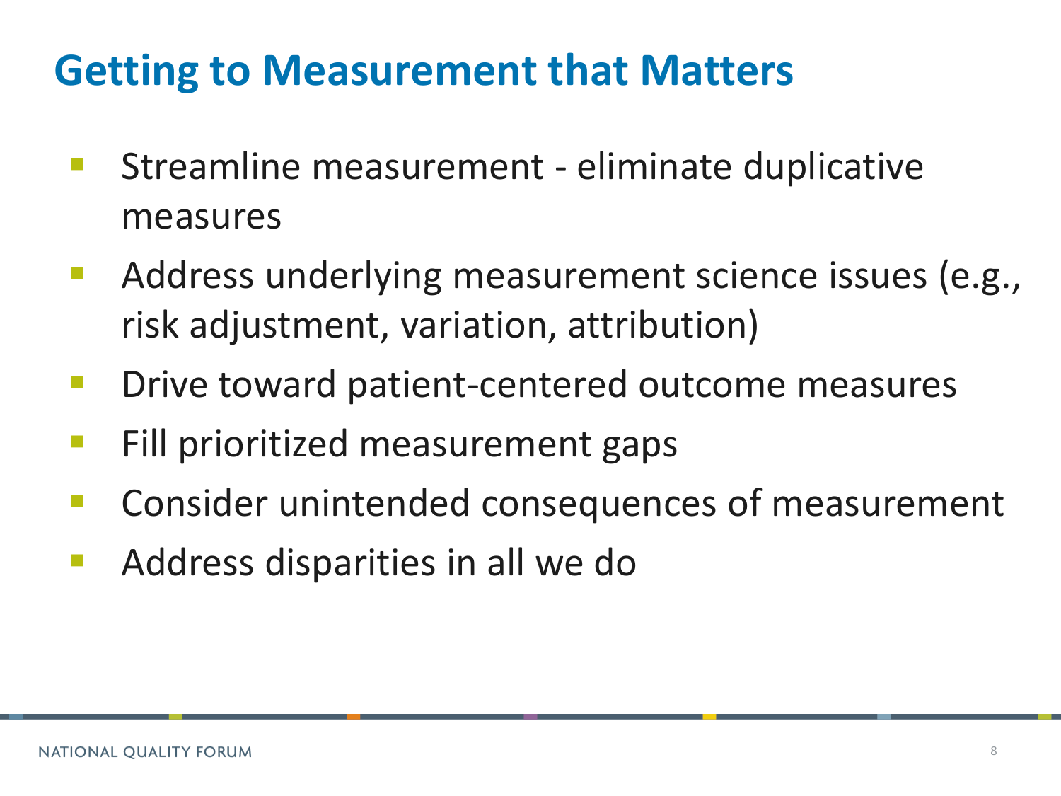# Getting to Measurement that Matters

- Streamline measurement - eliminate duplicative measures
- Address underlying measurement science issues (e.g., risk adjustment, variation, attribution)
- Drive toward patient-centered outcome measures
- Fill prioritized measurement gaps
- Consider unintended consequences of measurement
- Address disparities in all we do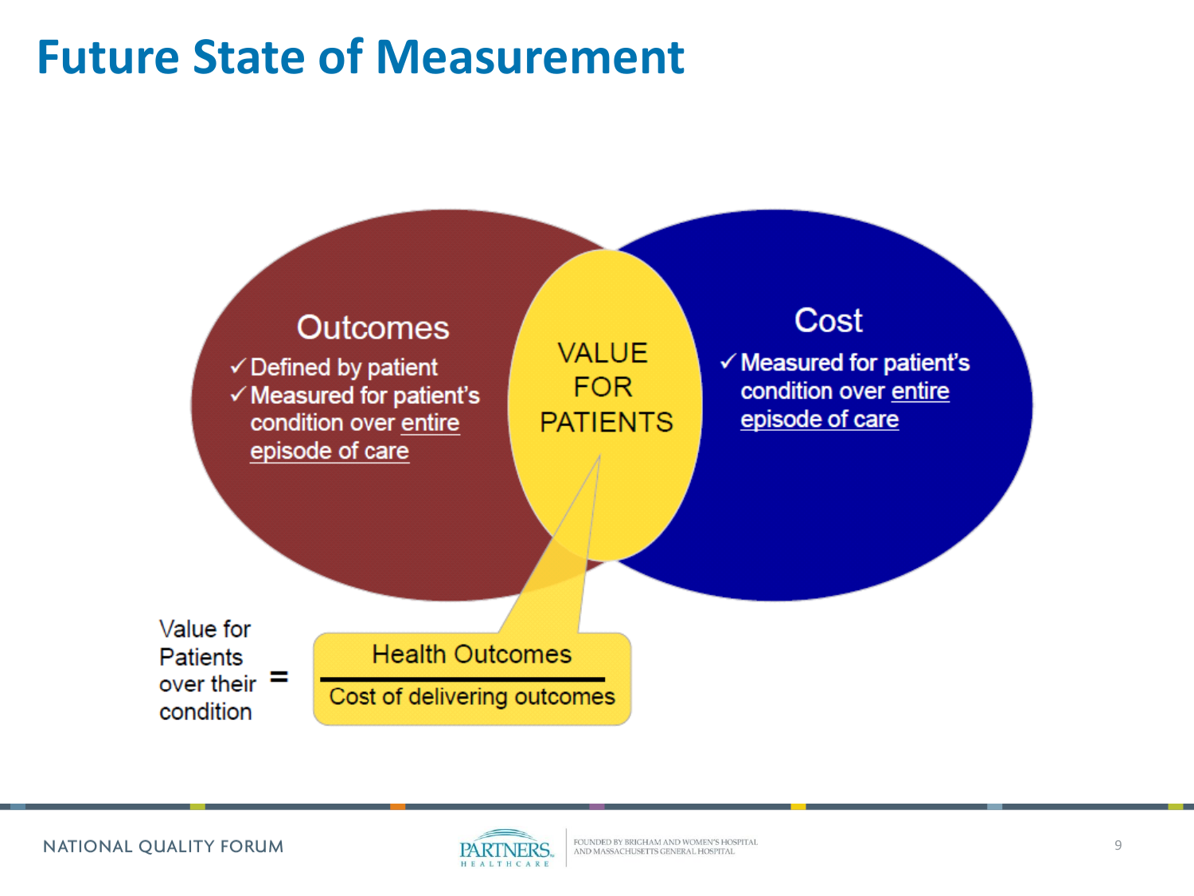# Future State of Measurement

## Outcomes

- ✓ Defined by patient
- ✓ Measured for patient's condition over entire episode of care

## VALUE FOR PATIENTS

## Cost

- ✓ Measured for patient's condition over entire episode of care

$$\text{Value for Patients over their condition} = \frac{\text{Health Outcomes}}{\text{Cost of delivering outcomes}}$$

NATIONAL QUALITY FORUM

PARTNERS HEALTHCARE | FOUNDED BY BRIGHAM AND WOMEN'S HOSPITAL AND MASSACHUSETTS GENERAL HOSPITAL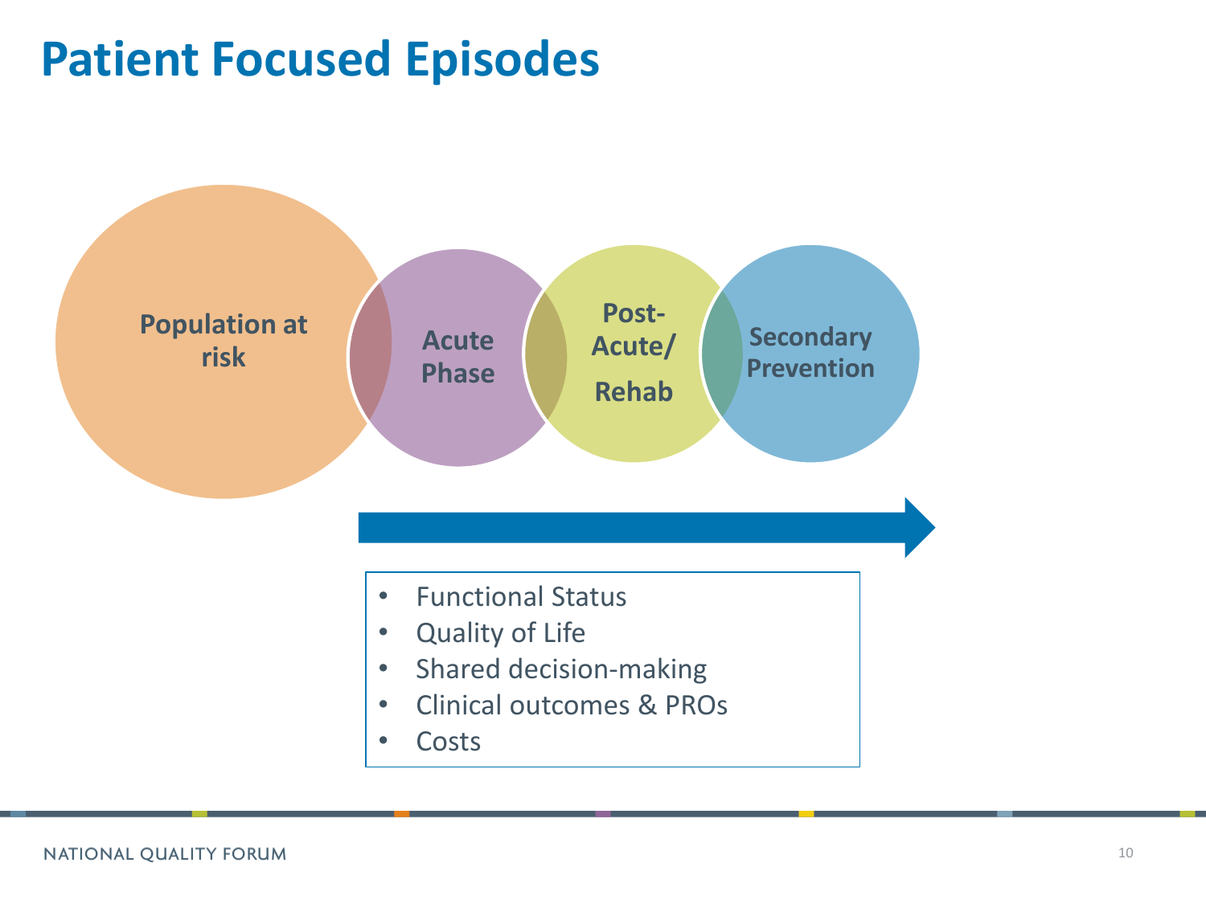# Patient Focused Episodes

Population at risk

Acute Phase

Post-Acute/ Rehab

Secondary Prevention

- Functional Status
- Quality of Life
- Shared decision-making
- Clinical outcomes & PROs
- Costs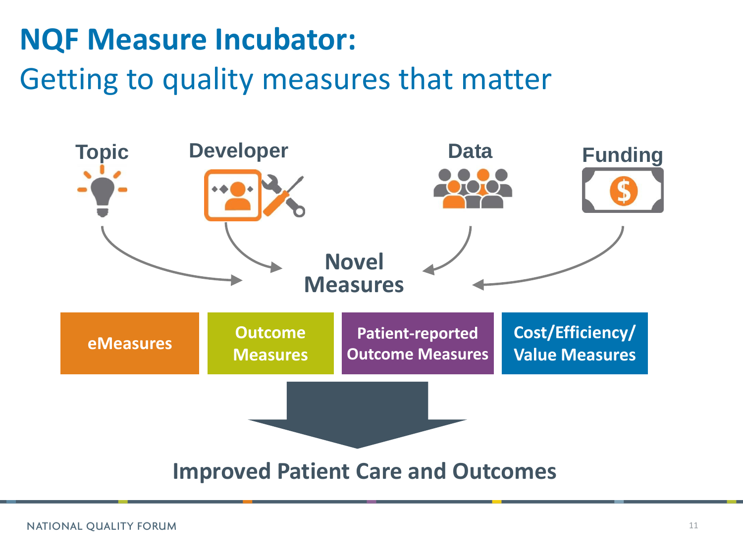# NQF Measure Incubator:

## Getting to quality measures that matter

Topic

Developer

Data

Funding

**Novel Measures**

- eMeasures
- Outcome Measures
- Patient-reported Outcome Measures
- Cost/Efficiency/ Value Measures

**Improved Patient Care and Outcomes**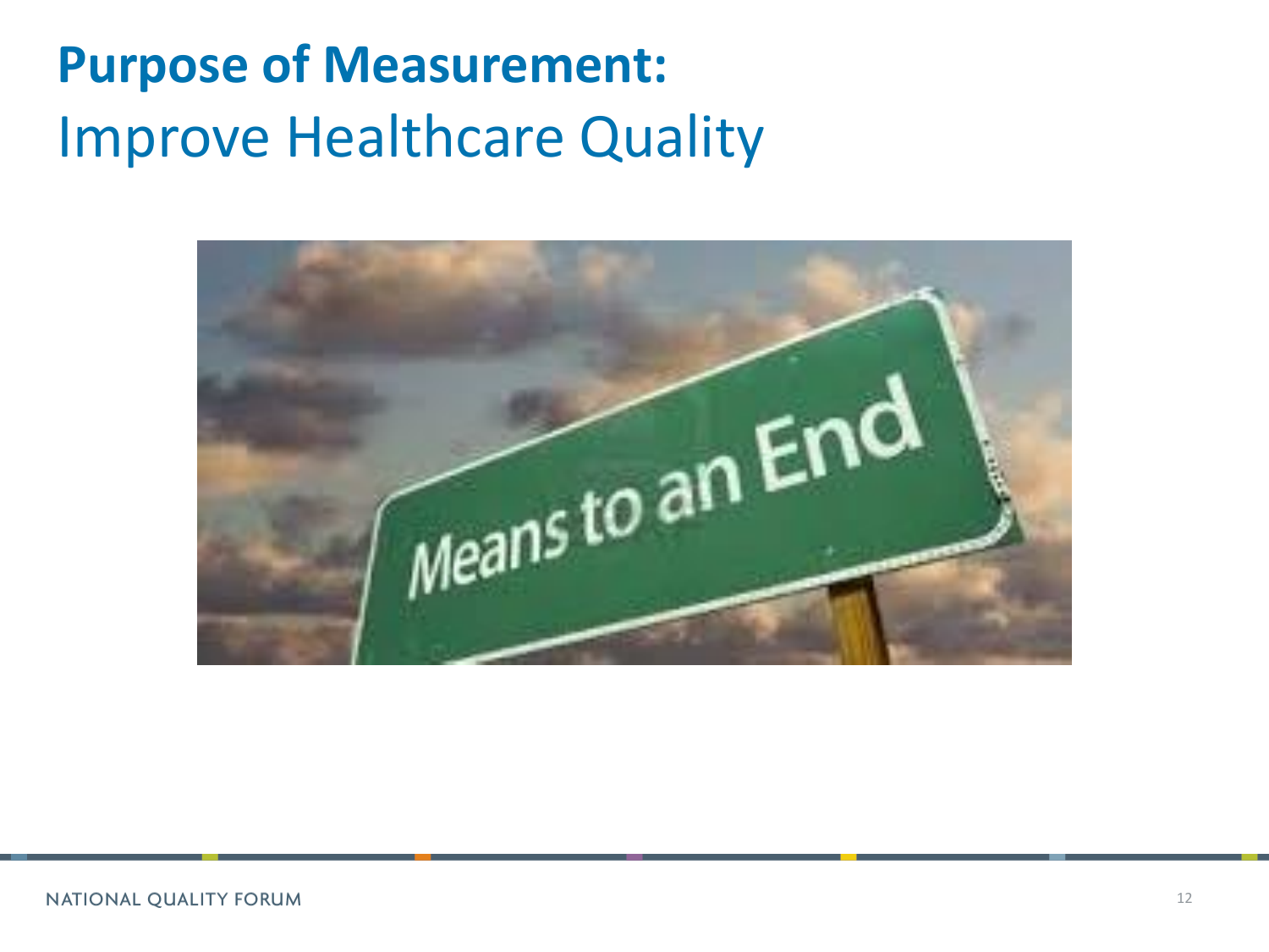# **Purpose of Measurement:**
# Improve Healthcare Quality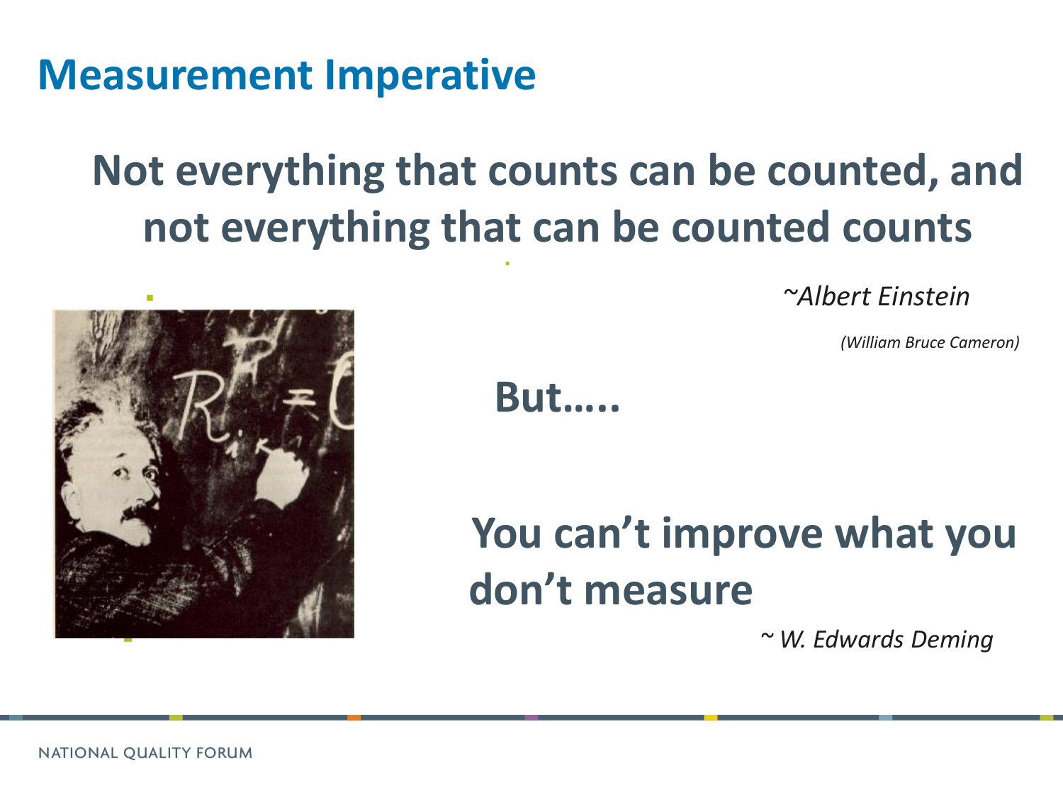# Measurement Imperative

**Not everything that counts can be counted, and not everything that can be counted counts**

*~Albert Einstein*

*(William Bruce Cameron)*

**But…..**

**You can't improve what you don't measure**

*~ W. Edwards Deming*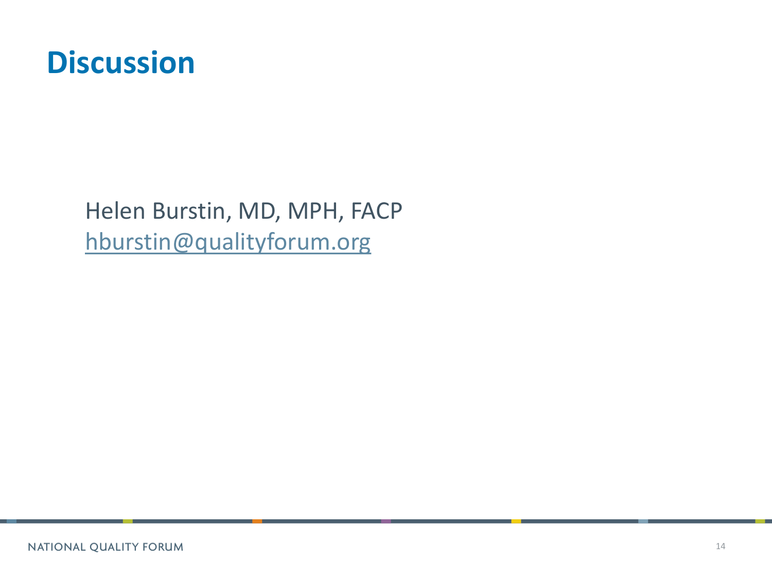# Discussion

Helen Burstin, MD, MPH, FACP
hburstin@qualityforum.org